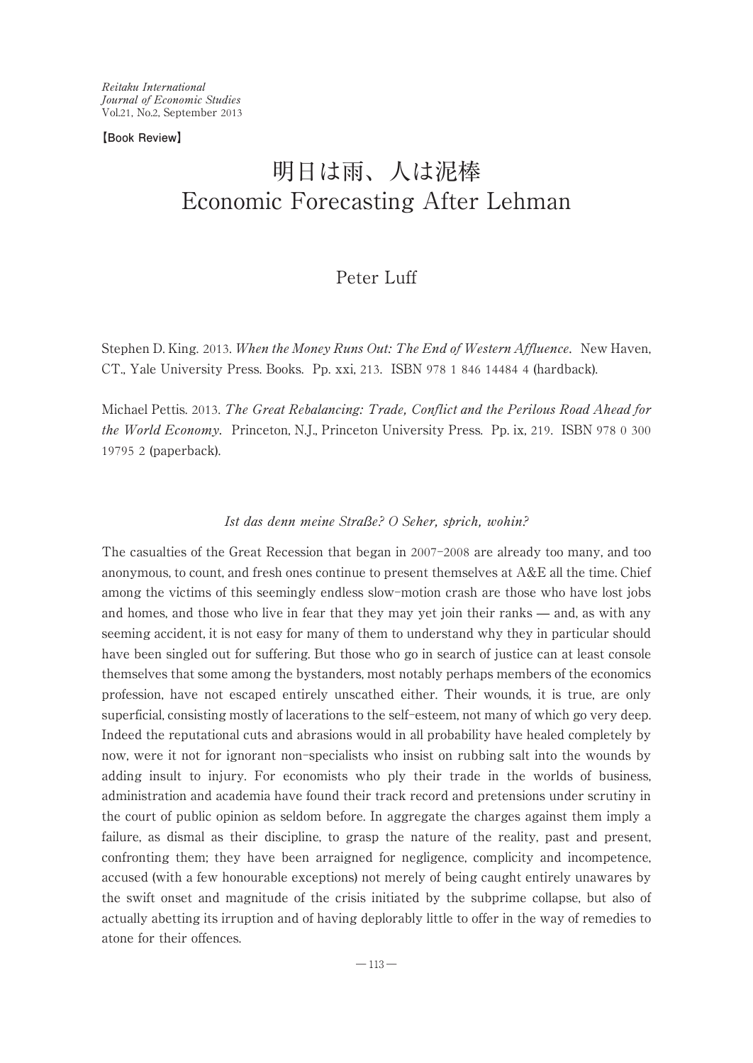*Reitaku International*
*Journal of Economic Studies*
Vol.21, No.2, September 2013

**【Book Review】**

# 明日は雨、人は泥棒
# Economic Forecasting After Lehman

## Peter Luff

Stephen D. King. 2013. *When the Money Runs Out: The End of Western Affluence*. New Haven, CT., Yale University Press. Books. Pp. xxi, 213. ISBN 978 1 846 14484 4 (hardback).

Michael Pettis. 2013. *The Great Rebalancing: Trade, Conflict and the Perilous Road Ahead for the World Economy*. Princeton, N.J., Princeton University Press. Pp. ix, 219. ISBN 978 0 300 19795 2 (paperback).

*Ist das denn meine Straße? O Seher, sprich, wohin?*

The casualties of the Great Recession that began in 2007-2008 are already too many, and too anonymous, to count, and fresh ones continue to present themselves at A&E all the time. Chief among the victims of this seemingly endless slow-motion crash are those who have lost jobs and homes, and those who live in fear that they may yet join their ranks — and, as with any seeming accident, it is not easy for many of them to understand why they in particular should have been singled out for suffering. But those who go in search of justice can at least console themselves that some among the bystanders, most notably perhaps members of the economics profession, have not escaped entirely unscathed either. Their wounds, it is true, are only superficial, consisting mostly of lacerations to the self-esteem, not many of which go very deep. Indeed the reputational cuts and abrasions would in all probability have healed completely by now, were it not for ignorant non-specialists who insist on rubbing salt into the wounds by adding insult to injury. For economists who ply their trade in the worlds of business, administration and academia have found their track record and pretensions under scrutiny in the court of public opinion as seldom before. In aggregate the charges against them imply a failure, as dismal as their discipline, to grasp the nature of the reality, past and present, confronting them; they have been arraigned for negligence, complicity and incompetence, accused (with a few honourable exceptions) not merely of being caught entirely unawares by the swift onset and magnitude of the crisis initiated by the subprime collapse, but also of actually abetting its irruption and of having deplorably little to offer in the way of remedies to atone for their offences.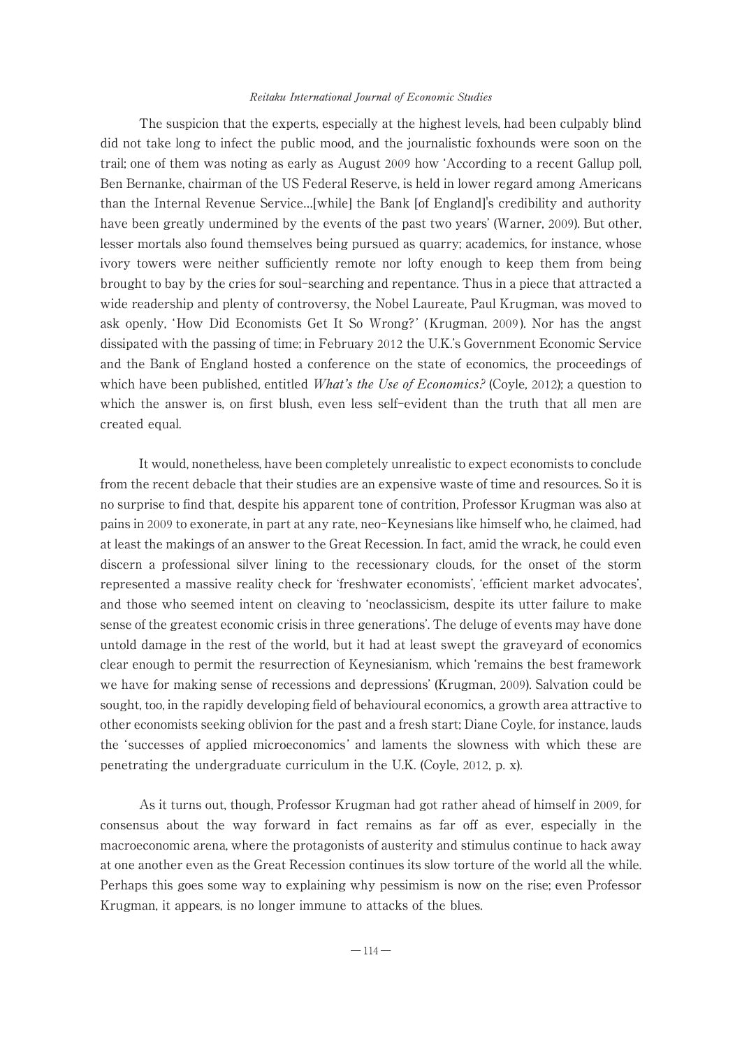The suspicion that the experts, especially at the highest levels, had been culpably blind did not take long to infect the public mood, and the journalistic foxhounds were soon on the trail; one of them was noting as early as August 2009 how 'According to a recent Gallup poll, Ben Bernanke, chairman of the US Federal Reserve, is held in lower regard among Americans than the Internal Revenue Service…[while] the Bank [of England]'s credibility and authority have been greatly undermined by the events of the past two years' (Warner, 2009). But other, lesser mortals also found themselves being pursued as quarry; academics, for instance, whose ivory towers were neither sufficiently remote nor lofty enough to keep them from being brought to bay by the cries for soul-searching and repentance. Thus in a piece that attracted a wide readership and plenty of controversy, the Nobel Laureate, Paul Krugman, was moved to ask openly, 'How Did Economists Get It So Wrong?' (Krugman, 2009). Nor has the angst dissipated with the passing of time; in February 2012 the U.K.'s Government Economic Service and the Bank of England hosted a conference on the state of economics, the proceedings of which have been published, entitled *What's the Use of Economics?* (Coyle, 2012); a question to which the answer is, on first blush, even less self-evident than the truth that all men are created equal.

It would, nonetheless, have been completely unrealistic to expect economists to conclude from the recent debacle that their studies are an expensive waste of time and resources. So it is no surprise to find that, despite his apparent tone of contrition, Professor Krugman was also at pains in 2009 to exonerate, in part at any rate, neo-Keynesians like himself who, he claimed, had at least the makings of an answer to the Great Recession. In fact, amid the wrack, he could even discern a professional silver lining to the recessionary clouds, for the onset of the storm represented a massive reality check for 'freshwater economists', 'efficient market advocates', and those who seemed intent on cleaving to 'neoclassicism, despite its utter failure to make sense of the greatest economic crisis in three generations'. The deluge of events may have done untold damage in the rest of the world, but it had at least swept the graveyard of economics clear enough to permit the resurrection of Keynesianism, which 'remains the best framework we have for making sense of recessions and depressions' (Krugman, 2009). Salvation could be sought, too, in the rapidly developing field of behavioural economics, a growth area attractive to other economists seeking oblivion for the past and a fresh start; Diane Coyle, for instance, lauds the 'successes of applied microeconomics' and laments the slowness with which these are penetrating the undergraduate curriculum in the U.K. (Coyle, 2012, p. x).

As it turns out, though, Professor Krugman had got rather ahead of himself in 2009, for consensus about the way forward in fact remains as far off as ever, especially in the macroeconomic arena, where the protagonists of austerity and stimulus continue to hack away at one another even as the Great Recession continues its slow torture of the world all the while. Perhaps this goes some way to explaining why pessimism is now on the rise; even Professor Krugman, it appears, is no longer immune to attacks of the blues.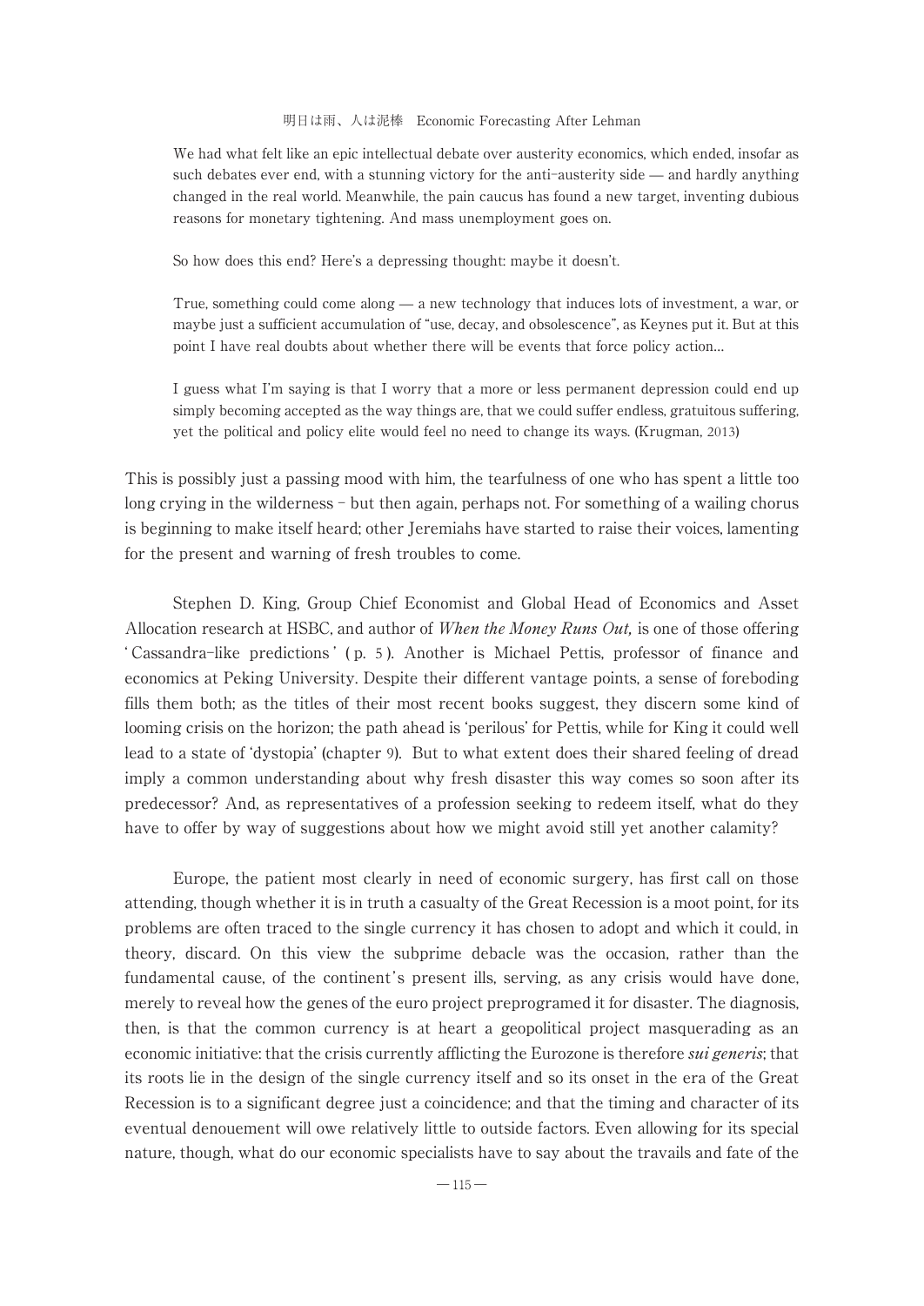> We had what felt like an epic intellectual debate over austerity economics, which ended, insofar as such debates ever end, with a stunning victory for the anti-austerity side — and hardly anything changed in the real world. Meanwhile, the pain caucus has found a new target, inventing dubious reasons for monetary tightening. And mass unemployment goes on.
>
> So how does this end? Here's a depressing thought: maybe it doesn't.
>
> True, something could come along — a new technology that induces lots of investment, a war, or maybe just a sufficient accumulation of "use, decay, and obsolescence", as Keynes put it. But at this point I have real doubts about whether there will be events that force policy action…
>
> I guess what I'm saying is that I worry that a more or less permanent depression could end up simply becoming accepted as the way things are, that we could suffer endless, gratuitous suffering, yet the political and policy elite would feel no need to change its ways. (Krugman, 2013)

This is possibly just a passing mood with him, the tearfulness of one who has spent a little too long crying in the wilderness – but then again, perhaps not. For something of a wailing chorus is beginning to make itself heard; other Jeremiahs have started to raise their voices, lamenting for the present and warning of fresh troubles to come.

Stephen D. King, Group Chief Economist and Global Head of Economics and Asset Allocation research at HSBC, and author of *When the Money Runs Out,* is one of those offering 'Cassandra-like predictions' (p. 5). Another is Michael Pettis, professor of finance and economics at Peking University. Despite their different vantage points, a sense of foreboding fills them both; as the titles of their most recent books suggest, they discern some kind of looming crisis on the horizon; the path ahead is 'perilous' for Pettis, while for King it could well lead to a state of 'dystopia' (chapter 9). But to what extent does their shared feeling of dread imply a common understanding about why fresh disaster this way comes so soon after its predecessor? And, as representatives of a profession seeking to redeem itself, what do they have to offer by way of suggestions about how we might avoid still yet another calamity?

Europe, the patient most clearly in need of economic surgery, has first call on those attending, though whether it is in truth a casualty of the Great Recession is a moot point, for its problems are often traced to the single currency it has chosen to adopt and which it could, in theory, discard. On this view the subprime debacle was the occasion, rather than the fundamental cause, of the continent's present ills, serving, as any crisis would have done, merely to reveal how the genes of the euro project preprogramed it for disaster. The diagnosis, then, is that the common currency is at heart a geopolitical project masquerading as an economic initiative: that the crisis currently afflicting the Eurozone is therefore *sui generis*; that its roots lie in the design of the single currency itself and so its onset in the era of the Great Recession is to a significant degree just a coincidence; and that the timing and character of its eventual denouement will owe relatively little to outside factors. Even allowing for its special nature, though, what do our economic specialists have to say about the travails and fate of the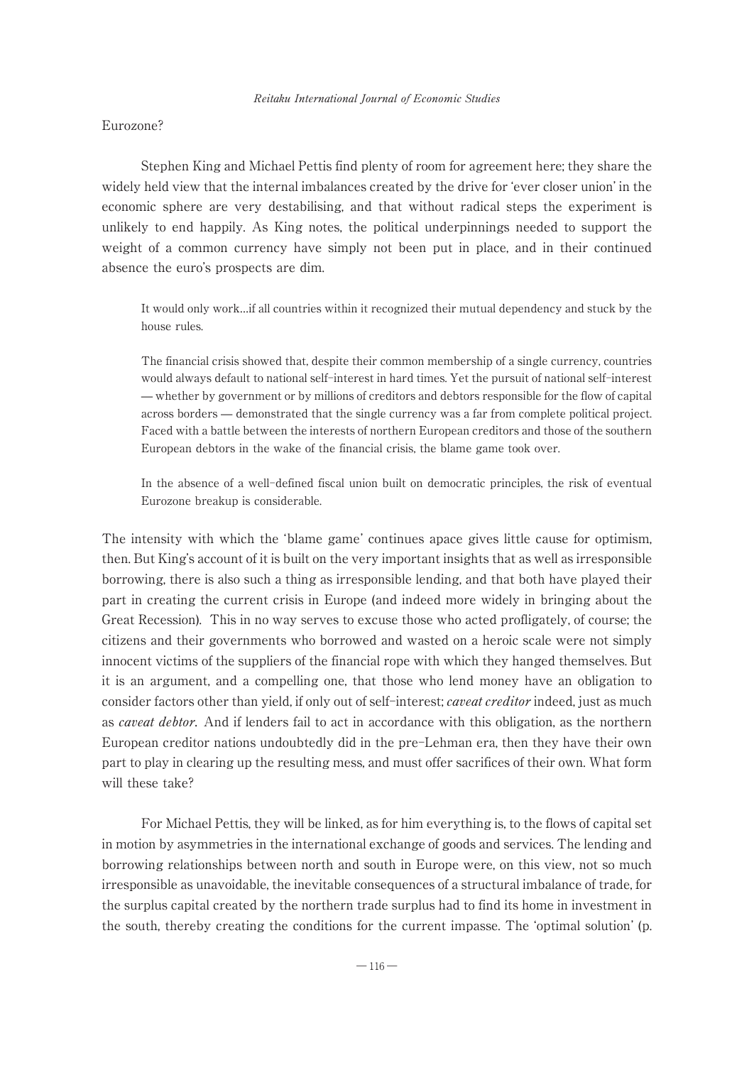Eurozone?

Stephen King and Michael Pettis find plenty of room for agreement here; they share the widely held view that the internal imbalances created by the drive for 'ever closer union' in the economic sphere are very destabilising, and that without radical steps the experiment is unlikely to end happily. As King notes, the political underpinnings needed to support the weight of a common currency have simply not been put in place, and in their continued absence the euro's prospects are dim.

> It would only work…if all countries within it recognized their mutual dependency and stuck by the house rules.
>
> The financial crisis showed that, despite their common membership of a single currency, countries would always default to national self-interest in hard times. Yet the pursuit of national self-interest — whether by government or by millions of creditors and debtors responsible for the flow of capital across borders — demonstrated that the single currency was a far from complete political project. Faced with a battle between the interests of northern European creditors and those of the southern European debtors in the wake of the financial crisis, the blame game took over.
>
> In the absence of a well-defined fiscal union built on democratic principles, the risk of eventual Eurozone breakup is considerable.

The intensity with which the 'blame game' continues apace gives little cause for optimism, then. But King's account of it is built on the very important insights that as well as irresponsible borrowing, there is also such a thing as irresponsible lending, and that both have played their part in creating the current crisis in Europe (and indeed more widely in bringing about the Great Recession). This in no way serves to excuse those who acted profligately, of course; the citizens and their governments who borrowed and wasted on a heroic scale were not simply innocent victims of the suppliers of the financial rope with which they hanged themselves. But it is an argument, and a compelling one, that those who lend money have an obligation to consider factors other than yield, if only out of self-interest; *caveat creditor* indeed, just as much as *caveat debtor*. And if lenders fail to act in accordance with this obligation, as the northern European creditor nations undoubtedly did in the pre-Lehman era, then they have their own part to play in clearing up the resulting mess, and must offer sacrifices of their own. What form will these take?

For Michael Pettis, they will be linked, as for him everything is, to the flows of capital set in motion by asymmetries in the international exchange of goods and services. The lending and borrowing relationships between north and south in Europe were, on this view, not so much irresponsible as unavoidable, the inevitable consequences of a structural imbalance of trade, for the surplus capital created by the northern trade surplus had to find its home in investment in the south, thereby creating the conditions for the current impasse. The 'optimal solution' (p.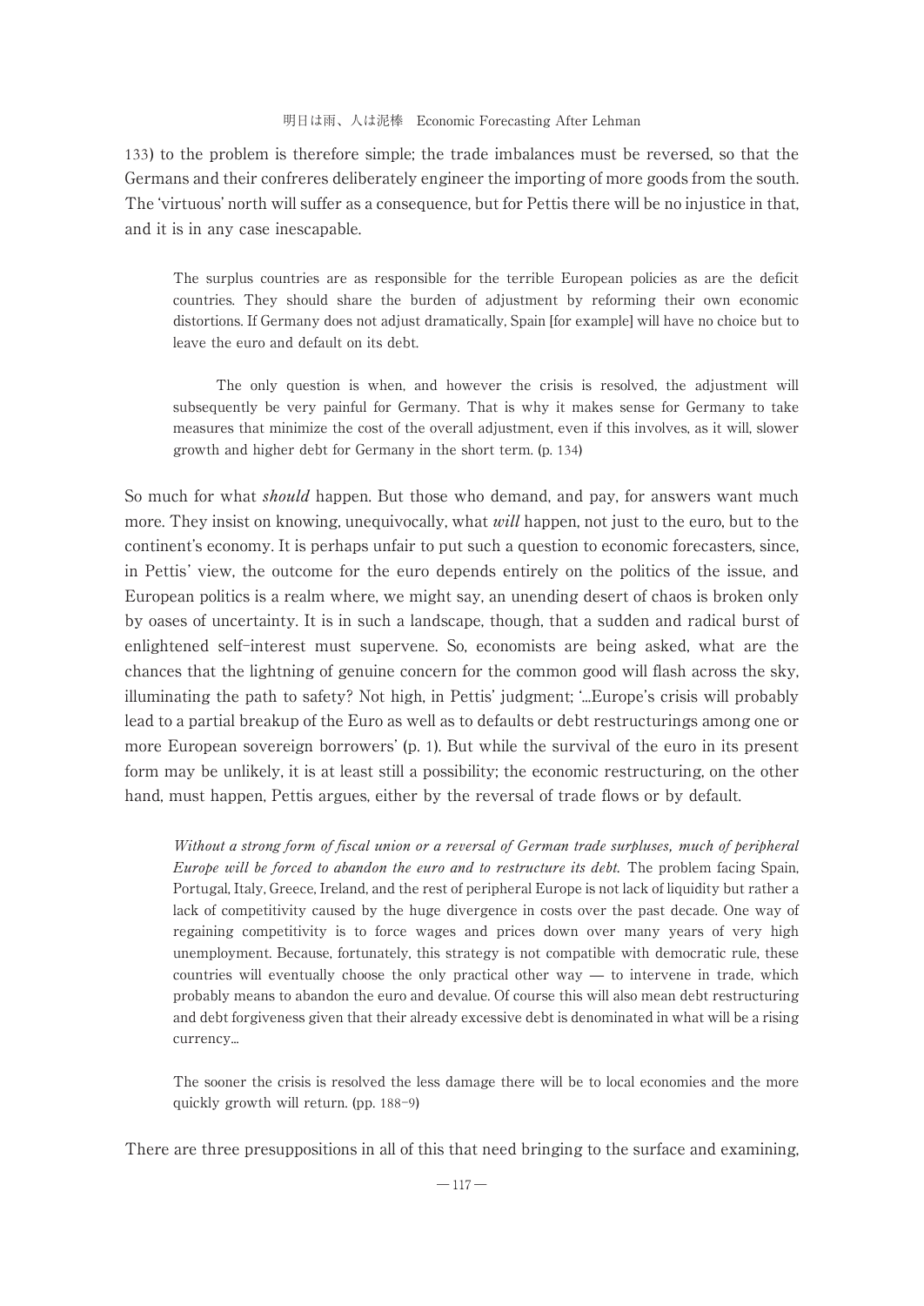133) to the problem is therefore simple; the trade imbalances must be reversed, so that the Germans and their confreres deliberately engineer the importing of more goods from the south. The 'virtuous' north will suffer as a consequence, but for Pettis there will be no injustice in that, and it is in any case inescapable.

> The surplus countries are as responsible for the terrible European policies as are the deficit countries. They should share the burden of adjustment by reforming their own economic distortions. If Germany does not adjust dramatically, Spain [for example] will have no choice but to leave the euro and default on its debt.
>
> The only question is when, and however the crisis is resolved, the adjustment will subsequently be very painful for Germany. That is why it makes sense for Germany to take measures that minimize the cost of the overall adjustment, even if this involves, as it will, slower growth and higher debt for Germany in the short term. (p. 134)

So much for what *should* happen. But those who demand, and pay, for answers want much more. They insist on knowing, unequivocally, what *will* happen, not just to the euro, but to the continent's economy. It is perhaps unfair to put such a question to economic forecasters, since, in Pettis' view, the outcome for the euro depends entirely on the politics of the issue, and European politics is a realm where, we might say, an unending desert of chaos is broken only by oases of uncertainty. It is in such a landscape, though, that a sudden and radical burst of enlightened self-interest must supervene. So, economists are being asked, what are the chances that the lightning of genuine concern for the common good will flash across the sky, illuminating the path to safety? Not high, in Pettis' judgment; '...Europe's crisis will probably lead to a partial breakup of the Euro as well as to defaults or debt restructurings among one or more European sovereign borrowers' (p. 1). But while the survival of the euro in its present form may be unlikely, it is at least still a possibility; the economic restructuring, on the other hand, must happen, Pettis argues, either by the reversal of trade flows or by default.

> *Without a strong form of fiscal union or a reversal of German trade surpluses, much of peripheral Europe will be forced to abandon the euro and to restructure its debt.* The problem facing Spain, Portugal, Italy, Greece, Ireland, and the rest of peripheral Europe is not lack of liquidity but rather a lack of competitivity caused by the huge divergence in costs over the past decade. One way of regaining competitivity is to force wages and prices down over many years of very high unemployment. Because, fortunately, this strategy is not compatible with democratic rule, these countries will eventually choose the only practical other way — to intervene in trade, which probably means to abandon the euro and devalue. Of course this will also mean debt restructuring and debt forgiveness given that their already excessive debt is denominated in what will be a rising currency...
>
> The sooner the crisis is resolved the less damage there will be to local economies and the more quickly growth will return. (pp. 188-9)

There are three presuppositions in all of this that need bringing to the surface and examining,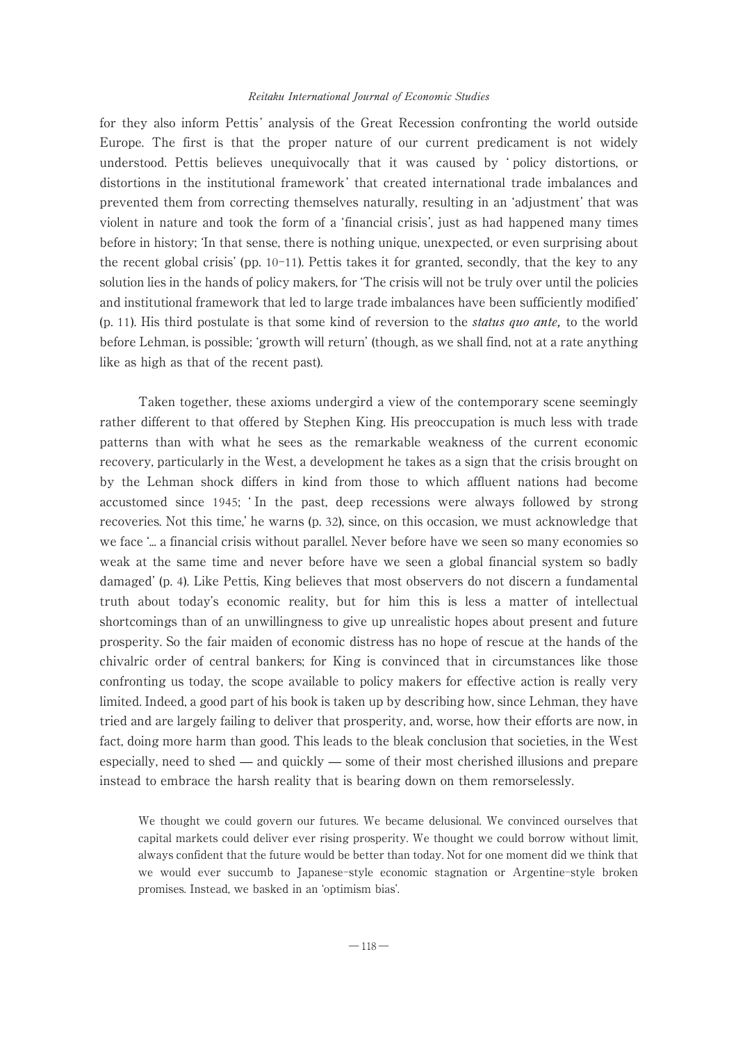for they also inform Pettis' analysis of the Great Recession confronting the world outside Europe. The first is that the proper nature of our current predicament is not widely understood. Pettis believes unequivocally that it was caused by 'policy distortions, or distortions in the institutional framework' that created international trade imbalances and prevented them from correcting themselves naturally, resulting in an 'adjustment' that was violent in nature and took the form of a 'financial crisis', just as had happened many times before in history; 'In that sense, there is nothing unique, unexpected, or even surprising about the recent global crisis' (pp. 10-11). Pettis takes it for granted, secondly, that the key to any solution lies in the hands of policy makers, for 'The crisis will not be truly over until the policies and institutional framework that led to large trade imbalances have been sufficiently modified' (p. 11). His third postulate is that some kind of reversion to the *status quo ante,* to the world before Lehman, is possible; 'growth will return' (though, as we shall find, not at a rate anything like as high as that of the recent past).

Taken together, these axioms undergird a view of the contemporary scene seemingly rather different to that offered by Stephen King. His preoccupation is much less with trade patterns than with what he sees as the remarkable weakness of the current economic recovery, particularly in the West, a development he takes as a sign that the crisis brought on by the Lehman shock differs in kind from those to which affluent nations had become accustomed since 1945; 'In the past, deep recessions were always followed by strong recoveries. Not this time,' he warns (p. 32), since, on this occasion, we must acknowledge that we face '... a financial crisis without parallel. Never before have we seen so many economies so weak at the same time and never before have we seen a global financial system so badly damaged' (p. 4). Like Pettis, King believes that most observers do not discern a fundamental truth about today's economic reality, but for him this is less a matter of intellectual shortcomings than of an unwillingness to give up unrealistic hopes about present and future prosperity. So the fair maiden of economic distress has no hope of rescue at the hands of the chivalric order of central bankers; for King is convinced that in circumstances like those confronting us today, the scope available to policy makers for effective action is really very limited. Indeed, a good part of his book is taken up by describing how, since Lehman, they have tried and are largely failing to deliver that prosperity, and, worse, how their efforts are now, in fact, doing more harm than good. This leads to the bleak conclusion that societies, in the West especially, need to shed — and quickly — some of their most cherished illusions and prepare instead to embrace the harsh reality that is bearing down on them remorselessly.

> We thought we could govern our futures. We became delusional. We convinced ourselves that capital markets could deliver ever rising prosperity. We thought we could borrow without limit, always confident that the future would be better than today. Not for one moment did we think that we would ever succumb to Japanese-style economic stagnation or Argentine-style broken promises. Instead, we basked in an 'optimism bias'.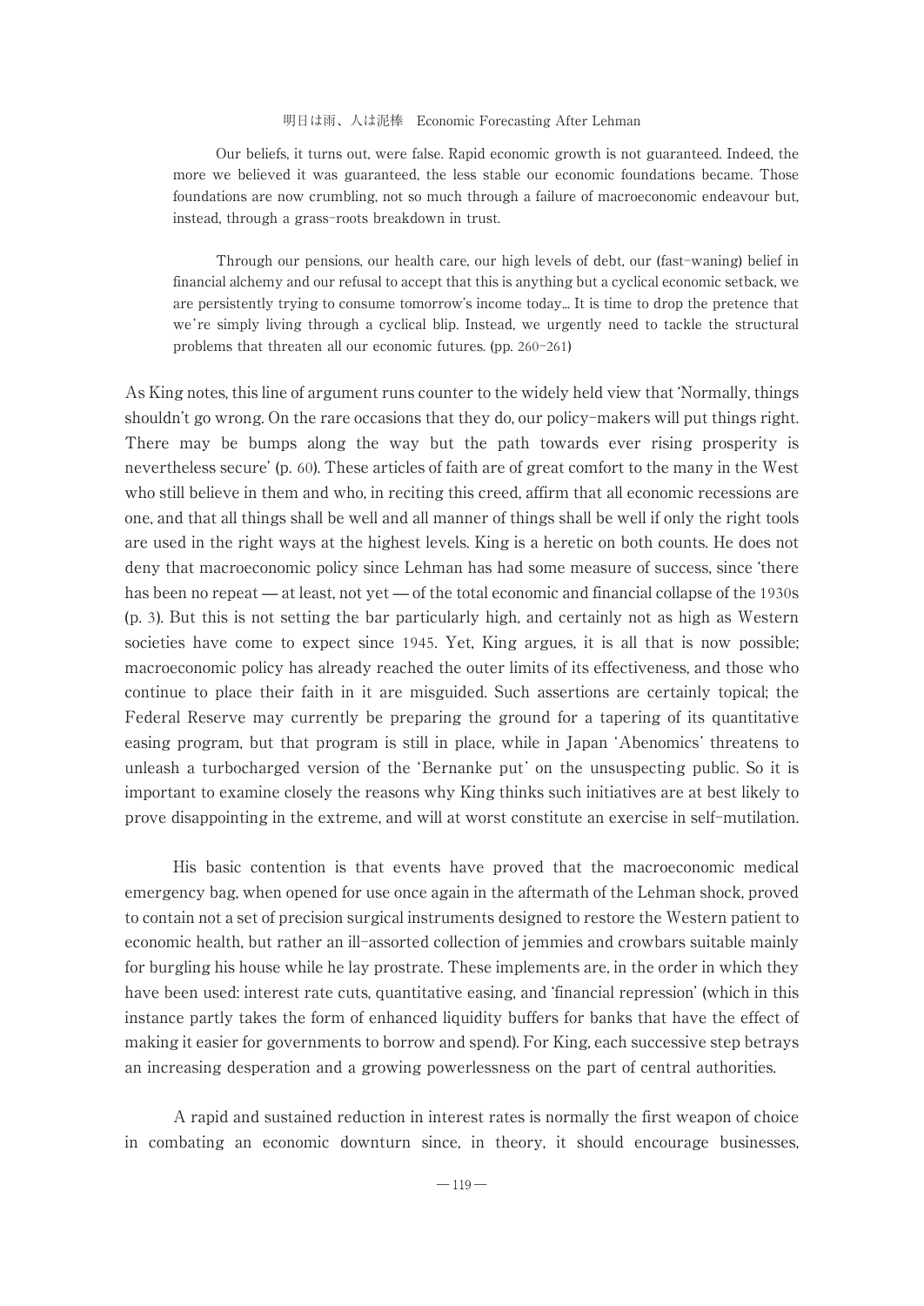Our beliefs, it turns out, were false. Rapid economic growth is not guaranteed. Indeed, the more we believed it was guaranteed, the less stable our economic foundations became. Those foundations are now crumbling, not so much through a failure of macroeconomic endeavour but, instead, through a grass-roots breakdown in trust.

Through our pensions, our health care, our high levels of debt, our (fast-waning) belief in financial alchemy and our refusal to accept that this is anything but a cyclical economic setback, we are persistently trying to consume tomorrow's income today… It is time to drop the pretence that we're simply living through a cyclical blip. Instead, we urgently need to tackle the structural problems that threaten all our economic futures. (pp. 260-261)

As King notes, this line of argument runs counter to the widely held view that 'Normally, things shouldn't go wrong. On the rare occasions that they do, our policy-makers will put things right. There may be bumps along the way but the path towards ever rising prosperity is nevertheless secure' (p. 60). These articles of faith are of great comfort to the many in the West who still believe in them and who, in reciting this creed, affirm that all economic recessions are one, and that all things shall be well and all manner of things shall be well if only the right tools are used in the right ways at the highest levels. King is a heretic on both counts. He does not deny that macroeconomic policy since Lehman has had some measure of success, since 'there has been no repeat — at least, not yet — of the total economic and financial collapse of the 1930s (p. 3). But this is not setting the bar particularly high, and certainly not as high as Western societies have come to expect since 1945. Yet, King argues, it is all that is now possible; macroeconomic policy has already reached the outer limits of its effectiveness, and those who continue to place their faith in it are misguided. Such assertions are certainly topical; the Federal Reserve may currently be preparing the ground for a tapering of its quantitative easing program, but that program is still in place, while in Japan 'Abenomics' threatens to unleash a turbocharged version of the 'Bernanke put' on the unsuspecting public. So it is important to examine closely the reasons why King thinks such initiatives are at best likely to prove disappointing in the extreme, and will at worst constitute an exercise in self-mutilation.

His basic contention is that events have proved that the macroeconomic medical emergency bag, when opened for use once again in the aftermath of the Lehman shock, proved to contain not a set of precision surgical instruments designed to restore the Western patient to economic health, but rather an ill-assorted collection of jemmies and crowbars suitable mainly for burgling his house while he lay prostrate. These implements are, in the order in which they have been used: interest rate cuts, quantitative easing, and 'financial repression' (which in this instance partly takes the form of enhanced liquidity buffers for banks that have the effect of making it easier for governments to borrow and spend). For King, each successive step betrays an increasing desperation and a growing powerlessness on the part of central authorities.

A rapid and sustained reduction in interest rates is normally the first weapon of choice in combating an economic downturn since, in theory, it should encourage businesses,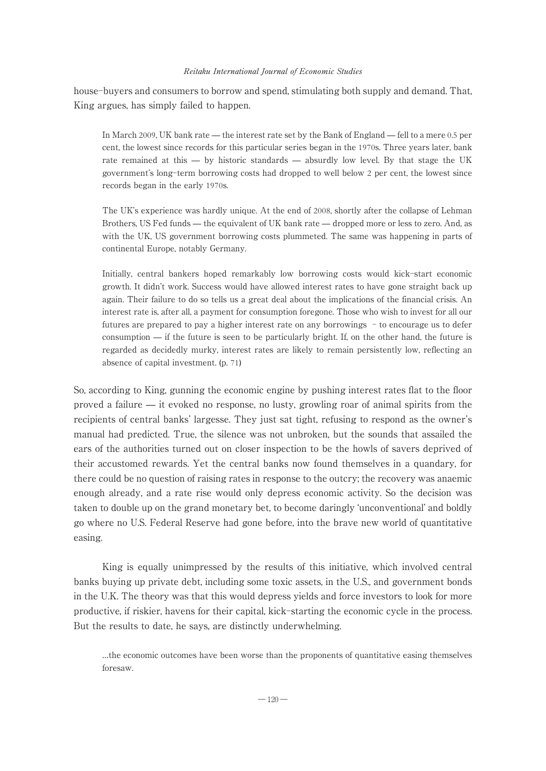house-buyers and consumers to borrow and spend, stimulating both supply and demand. That, King argues, has simply failed to happen.

> In March 2009, UK bank rate — the interest rate set by the Bank of England — fell to a mere 0.5 per cent, the lowest since records for this particular series began in the 1970s. Three years later, bank rate remained at this — by historic standards — absurdly low level. By that stage the UK government's long-term borrowing costs had dropped to well below 2 per cent, the lowest since records began in the early 1970s.
>
> The UK's experience was hardly unique. At the end of 2008, shortly after the collapse of Lehman Brothers, US Fed funds — the equivalent of UK bank rate — dropped more or less to zero. And, as with the UK, US government borrowing costs plummeted. The same was happening in parts of continental Europe, notably Germany.
>
> Initially, central bankers hoped remarkably low borrowing costs would kick-start economic growth. It didn't work. Success would have allowed interest rates to have gone straight back up again. Their failure to do so tells us a great deal about the implications of the financial crisis. An interest rate is, after all, a payment for consumption foregone. Those who wish to invest for all our futures are prepared to pay a higher interest rate on any borrowings - to encourage us to defer consumption — if the future is seen to be particularly bright. If, on the other hand, the future is regarded as decidedly murky, interest rates are likely to remain persistently low, reflecting an absence of capital investment. (p. 71)

So, according to King, gunning the economic engine by pushing interest rates flat to the floor proved a failure — it evoked no response, no lusty, growling roar of animal spirits from the recipients of central banks' largesse. They just sat tight, refusing to respond as the owner's manual had predicted. True, the silence was not unbroken, but the sounds that assailed the ears of the authorities turned out on closer inspection to be the howls of savers deprived of their accustomed rewards. Yet the central banks now found themselves in a quandary, for there could be no question of raising rates in response to the outcry; the recovery was anaemic enough already, and a rate rise would only depress economic activity. So the decision was taken to double up on the grand monetary bet, to become daringly 'unconventional' and boldly go where no U.S. Federal Reserve had gone before, into the brave new world of quantitative easing.

King is equally unimpressed by the results of this initiative, which involved central banks buying up private debt, including some toxic assets, in the U.S., and government bonds in the U.K. The theory was that this would depress yields and force investors to look for more productive, if riskier, havens for their capital, kick-starting the economic cycle in the process. But the results to date, he says, are distinctly underwhelming.

> ...the economic outcomes have been worse than the proponents of quantitative easing themselves foresaw.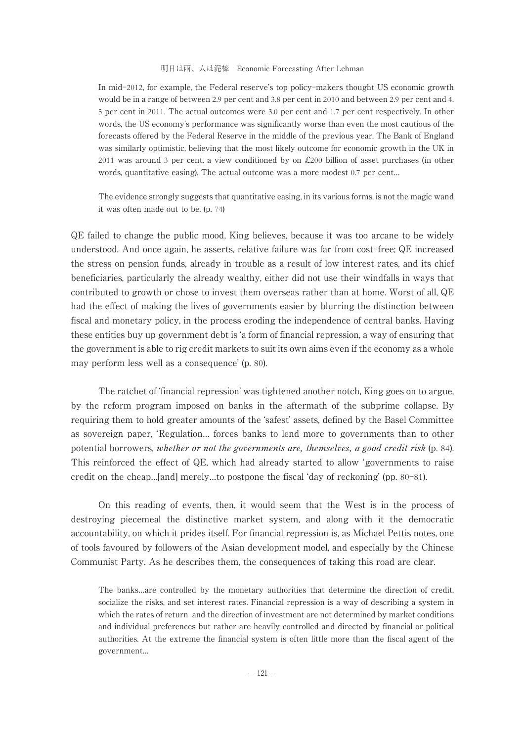> In mid-2012, for example, the Federal reserve's top policy-makers thought US economic growth would be in a range of between 2.9 per cent and 3.8 per cent in 2010 and between 2.9 per cent and 4.5 per cent in 2011. The actual outcomes were 3.0 per cent and 1.7 per cent respectively. In other words, the US economy's performance was significantly worse than even the most cautious of the forecasts offered by the Federal Reserve in the middle of the previous year. The Bank of England was similarly optimistic, believing that the most likely outcome for economic growth in the UK in 2011 was around 3 per cent, a view conditioned by on £200 billion of asset purchases (in other words, quantitative easing). The actual outcome was a more modest 0.7 per cent...
>
> The evidence strongly suggests that quantitative easing, in its various forms, is not the magic wand it was often made out to be. (p. 74)

QE failed to change the public mood, King believes, because it was too arcane to be widely understood. And once again, he asserts, relative failure was far from cost-free; QE increased the stress on pension funds, already in trouble as a result of low interest rates, and its chief beneficiaries, particularly the already wealthy, either did not use their windfalls in ways that contributed to growth or chose to invest them overseas rather than at home. Worst of all, QE had the effect of making the lives of governments easier by blurring the distinction between fiscal and monetary policy, in the process eroding the independence of central banks. Having these entities buy up government debt is 'a form of financial repression, a way of ensuring that the government is able to rig credit markets to suit its own aims even if the economy as a whole may perform less well as a consequence' (p. 80).

The ratchet of 'financial repression' was tightened another notch, King goes on to argue, by the reform program imposed on banks in the aftermath of the subprime collapse. By requiring them to hold greater amounts of the 'safest' assets, defined by the Basel Committee as sovereign paper, 'Regulation... forces banks to lend more to governments than to other potential borrowers, ***whether or not the governments are, themselves, a good credit risk*** (p. 84). This reinforced the effect of QE, which had already started to allow 'governments to raise credit on the cheap...[and] merely...to postpone the fiscal 'day of reckoning' (pp. 80-81).

On this reading of events, then, it would seem that the West is in the process of destroying piecemeal the distinctive market system, and along with it the democratic accountability, on which it prides itself. For financial repression is, as Michael Pettis notes, one of tools favoured by followers of the Asian development model, and especially by the Chinese Communist Party. As he describes them, the consequences of taking this road are clear.

> The banks...are controlled by the monetary authorities that determine the direction of credit, socialize the risks, and set interest rates. Financial repression is a way of describing a system in which the rates of return and the direction of investment are not determined by market conditions and individual preferences but rather are heavily controlled and directed by financial or political authorities. At the extreme the financial system is often little more than the fiscal agent of the government...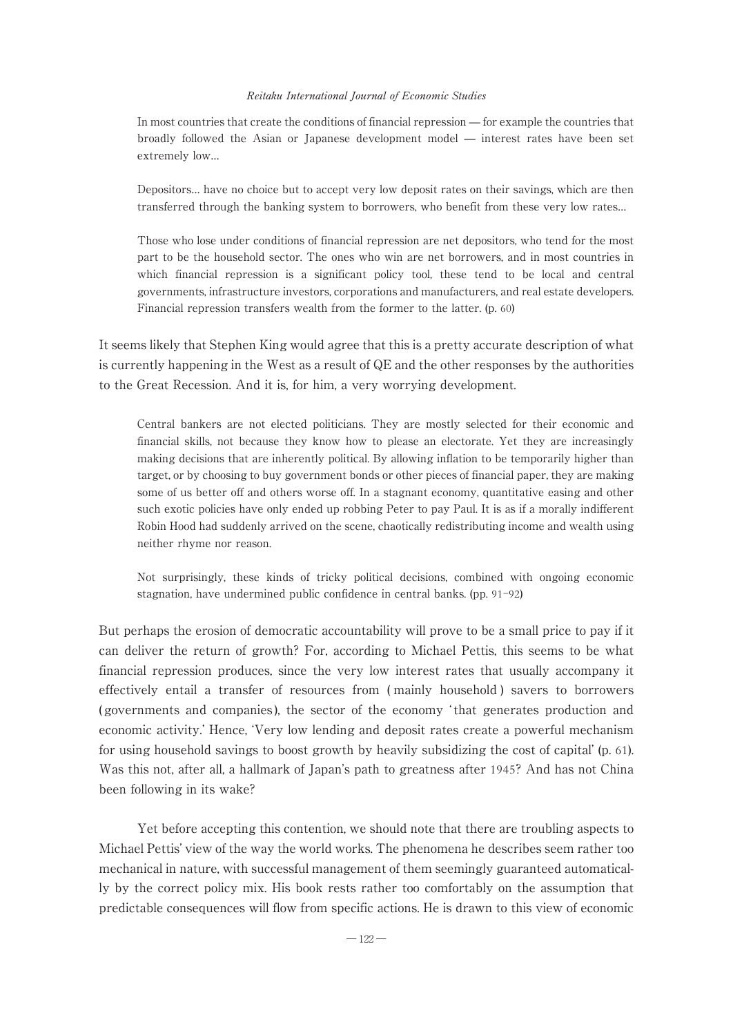> In most countries that create the conditions of financial repression — for example the countries that broadly followed the Asian or Japanese development model — interest rates have been set extremely low...
>
> Depositors... have no choice but to accept very low deposit rates on their savings, which are then transferred through the banking system to borrowers, who benefit from these very low rates...
>
> Those who lose under conditions of financial repression are net depositors, who tend for the most part to be the household sector. The ones who win are net borrowers, and in most countries in which financial repression is a significant policy tool, these tend to be local and central governments, infrastructure investors, corporations and manufacturers, and real estate developers. Financial repression transfers wealth from the former to the latter. (p. 60)

It seems likely that Stephen King would agree that this is a pretty accurate description of what is currently happening in the West as a result of QE and the other responses by the authorities to the Great Recession. And it is, for him, a very worrying development.

> Central bankers are not elected politicians. They are mostly selected for their economic and financial skills, not because they know how to please an electorate. Yet they are increasingly making decisions that are inherently political. By allowing inflation to be temporarily higher than target, or by choosing to buy government bonds or other pieces of financial paper, they are making some of us better off and others worse off. In a stagnant economy, quantitative easing and other such exotic policies have only ended up robbing Peter to pay Paul. It is as if a morally indifferent Robin Hood had suddenly arrived on the scene, chaotically redistributing income and wealth using neither rhyme nor reason.
>
> Not surprisingly, these kinds of tricky political decisions, combined with ongoing economic stagnation, have undermined public confidence in central banks. (pp. 91–92)

But perhaps the erosion of democratic accountability will prove to be a small price to pay if it can deliver the return of growth? For, according to Michael Pettis, this seems to be what financial repression produces, since the very low interest rates that usually accompany it effectively entail a transfer of resources from (mainly household) savers to borrowers (governments and companies), the sector of the economy 'that generates production and economic activity.' Hence, 'Very low lending and deposit rates create a powerful mechanism for using household savings to boost growth by heavily subsidizing the cost of capital' (p. 61). Was this not, after all, a hallmark of Japan's path to greatness after 1945? And has not China been following in its wake?

Yet before accepting this contention, we should note that there are troubling aspects to Michael Pettis' view of the way the world works. The phenomena he describes seem rather too mechanical in nature, with successful management of them seemingly guaranteed automatically by the correct policy mix. His book rests rather too comfortably on the assumption that predictable consequences will flow from specific actions. He is drawn to this view of economic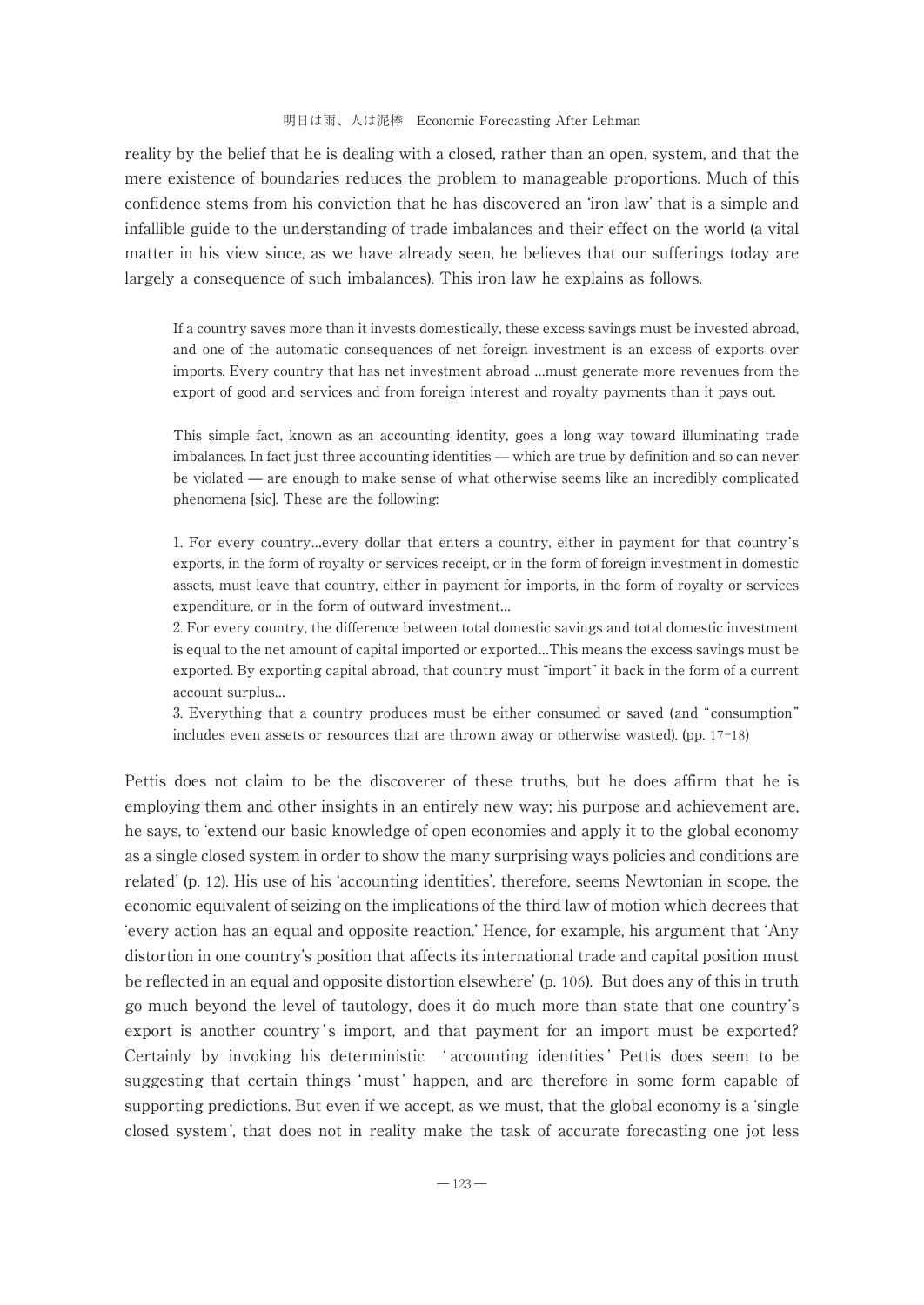reality by the belief that he is dealing with a closed, rather than an open, system, and that the mere existence of boundaries reduces the problem to manageable proportions. Much of this confidence stems from his conviction that he has discovered an 'iron law' that is a simple and infallible guide to the understanding of trade imbalances and their effect on the world (a vital matter in his view since, as we have already seen, he believes that our sufferings today are largely a consequence of such imbalances). This iron law he explains as follows.

> If a country saves more than it invests domestically, these excess savings must be invested abroad, and one of the automatic consequences of net foreign investment is an excess of exports over imports. Every country that has net investment abroad ...must generate more revenues from the export of good and services and from foreign interest and royalty payments than it pays out.
>
> This simple fact, known as an accounting identity, goes a long way toward illuminating trade imbalances. In fact just three accounting identities — which are true by definition and so can never be violated — are enough to make sense of what otherwise seems like an incredibly complicated phenomena [sic]. These are the following:
>
> 1. For every country...every dollar that enters a country, either in payment for that country's exports, in the form of royalty or services receipt, or in the form of foreign investment in domestic assets, must leave that country, either in payment for imports, in the form of royalty or services expenditure, or in the form of outward investment...
> 2. For every country, the difference between total domestic savings and total domestic investment is equal to the net amount of capital imported or exported...This means the excess savings must be exported. By exporting capital abroad, that country must "import" it back in the form of a current account surplus...
> 3. Everything that a country produces must be either consumed or saved (and "consumption" includes even assets or resources that are thrown away or otherwise wasted). (pp. 17-18)

Pettis does not claim to be the discoverer of these truths, but he does affirm that he is employing them and other insights in an entirely new way; his purpose and achievement are, he says, to 'extend our basic knowledge of open economies and apply it to the global economy as a single closed system in order to show the many surprising ways policies and conditions are related' (p. 12). His use of his 'accounting identities', therefore, seems Newtonian in scope, the economic equivalent of seizing on the implications of the third law of motion which decrees that 'every action has an equal and opposite reaction.' Hence, for example, his argument that 'Any distortion in one country's position that affects its international trade and capital position must be reflected in an equal and opposite distortion elsewhere' (p. 106). But does any of this in truth go much beyond the level of tautology, does it do much more than state that one country's export is another country's import, and that payment for an import must be exported? Certainly by invoking his deterministic 'accounting identities' Pettis does seem to be suggesting that certain things 'must' happen, and are therefore in some form capable of supporting predictions. But even if we accept, as we must, that the global economy is a 'single closed system', that does not in reality make the task of accurate forecasting one jot less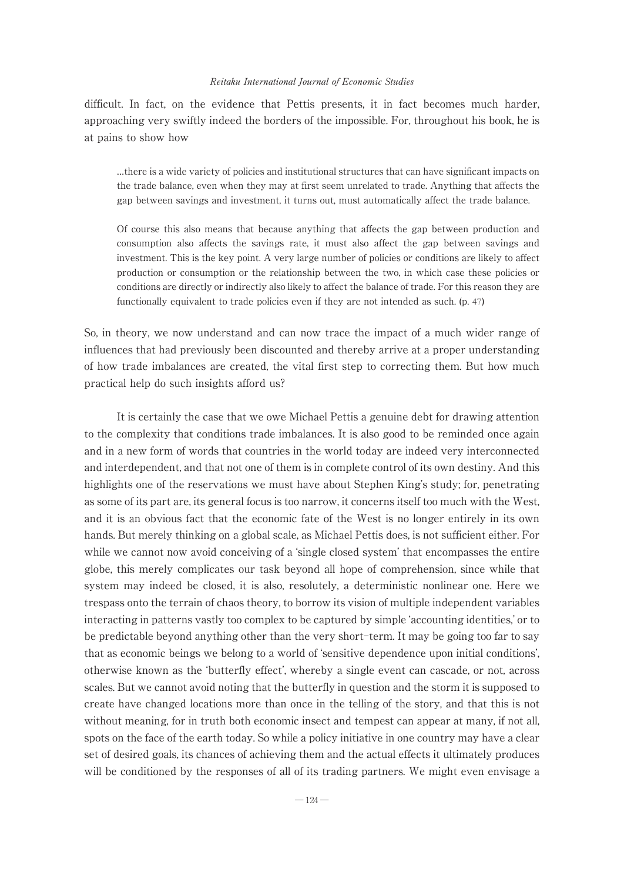difficult. In fact, on the evidence that Pettis presents, it in fact becomes much harder, approaching very swiftly indeed the borders of the impossible. For, throughout his book, he is at pains to show how

> …there is a wide variety of policies and institutional structures that can have significant impacts on the trade balance, even when they may at first seem unrelated to trade. Anything that affects the gap between savings and investment, it turns out, must automatically affect the trade balance.
>
> Of course this also means that because anything that affects the gap between production and consumption also affects the savings rate, it must also affect the gap between savings and investment. This is the key point. A very large number of policies or conditions are likely to affect production or consumption or the relationship between the two, in which case these policies or conditions are directly or indirectly also likely to affect the balance of trade. For this reason they are functionally equivalent to trade policies even if they are not intended as such. (p. 47)

So, in theory, we now understand and can now trace the impact of a much wider range of influences that had previously been discounted and thereby arrive at a proper understanding of how trade imbalances are created, the vital first step to correcting them. But how much practical help do such insights afford us?

It is certainly the case that we owe Michael Pettis a genuine debt for drawing attention to the complexity that conditions trade imbalances. It is also good to be reminded once again and in a new form of words that countries in the world today are indeed very interconnected and interdependent, and that not one of them is in complete control of its own destiny. And this highlights one of the reservations we must have about Stephen King's study; for, penetrating as some of its part are, its general focus is too narrow, it concerns itself too much with the West, and it is an obvious fact that the economic fate of the West is no longer entirely in its own hands. But merely thinking on a global scale, as Michael Pettis does, is not sufficient either. For while we cannot now avoid conceiving of a 'single closed system' that encompasses the entire globe, this merely complicates our task beyond all hope of comprehension, since while that system may indeed be closed, it is also, resolutely, a deterministic nonlinear one. Here we trespass onto the terrain of chaos theory, to borrow its vision of multiple independent variables interacting in patterns vastly too complex to be captured by simple 'accounting identities,' or to be predictable beyond anything other than the very short-term. It may be going too far to say that as economic beings we belong to a world of 'sensitive dependence upon initial conditions', otherwise known as the 'butterfly effect', whereby a single event can cascade, or not, across scales. But we cannot avoid noting that the butterfly in question and the storm it is supposed to create have changed locations more than once in the telling of the story, and that this is not without meaning, for in truth both economic insect and tempest can appear at many, if not all, spots on the face of the earth today. So while a policy initiative in one country may have a clear set of desired goals, its chances of achieving them and the actual effects it ultimately produces will be conditioned by the responses of all of its trading partners. We might even envisage a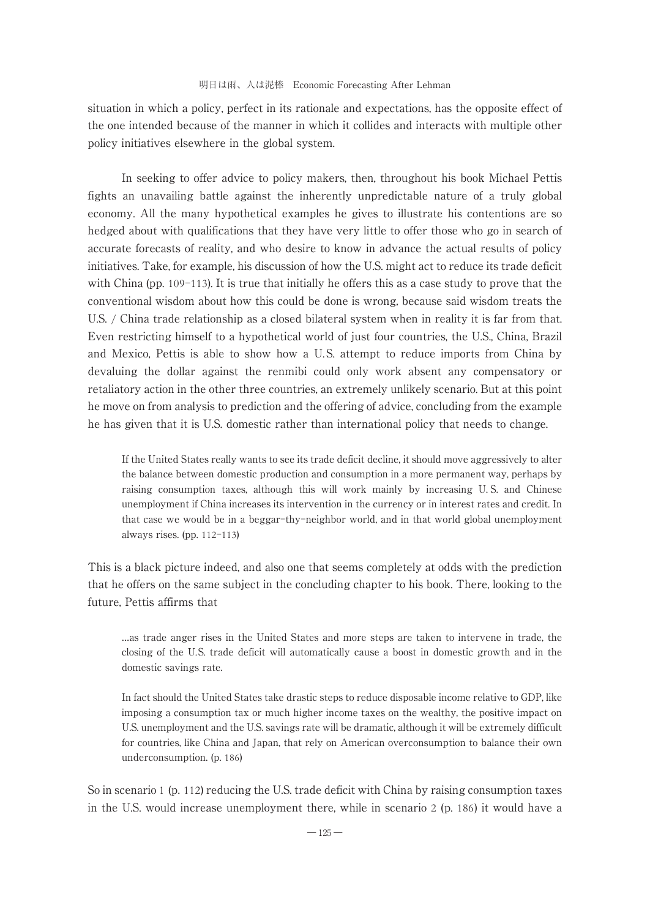situation in which a policy, perfect in its rationale and expectations, has the opposite effect of the one intended because of the manner in which it collides and interacts with multiple other policy initiatives elsewhere in the global system.

In seeking to offer advice to policy makers, then, throughout his book Michael Pettis fights an unavailing battle against the inherently unpredictable nature of a truly global economy. All the many hypothetical examples he gives to illustrate his contentions are so hedged about with qualifications that they have very little to offer those who go in search of accurate forecasts of reality, and who desire to know in advance the actual results of policy initiatives. Take, for example, his discussion of how the U.S. might act to reduce its trade deficit with China (pp. 109–113). It is true that initially he offers this as a case study to prove that the conventional wisdom about how this could be done is wrong, because said wisdom treats the U.S. / China trade relationship as a closed bilateral system when in reality it is far from that. Even restricting himself to a hypothetical world of just four countries, the U.S., China, Brazil and Mexico, Pettis is able to show how a U.S. attempt to reduce imports from China by devaluing the dollar against the renmibi could only work absent any compensatory or retaliatory action in the other three countries, an extremely unlikely scenario. But at this point he move on from analysis to prediction and the offering of advice, concluding from the example he has given that it is U.S. domestic rather than international policy that needs to change.

> If the United States really wants to see its trade deficit decline, it should move aggressively to alter the balance between domestic production and consumption in a more permanent way, perhaps by raising consumption taxes, although this will work mainly by increasing U. S. and Chinese unemployment if China increases its intervention in the currency or in interest rates and credit. In that case we would be in a beggar-thy-neighbor world, and in that world global unemployment always rises. (pp. 112–113)

This is a black picture indeed, and also one that seems completely at odds with the prediction that he offers on the same subject in the concluding chapter to his book. There, looking to the future, Pettis affirms that

> ...as trade anger rises in the United States and more steps are taken to intervene in trade, the closing of the U.S. trade deficit will automatically cause a boost in domestic growth and in the domestic savings rate.
>
> In fact should the United States take drastic steps to reduce disposable income relative to GDP, like imposing a consumption tax or much higher income taxes on the wealthy, the positive impact on U.S. unemployment and the U.S. savings rate will be dramatic, although it will be extremely difficult for countries, like China and Japan, that rely on American overconsumption to balance their own underconsumption. (p. 186)

So in scenario 1 (p. 112) reducing the U.S. trade deficit with China by raising consumption taxes in the U.S. would increase unemployment there, while in scenario 2 (p. 186) it would have a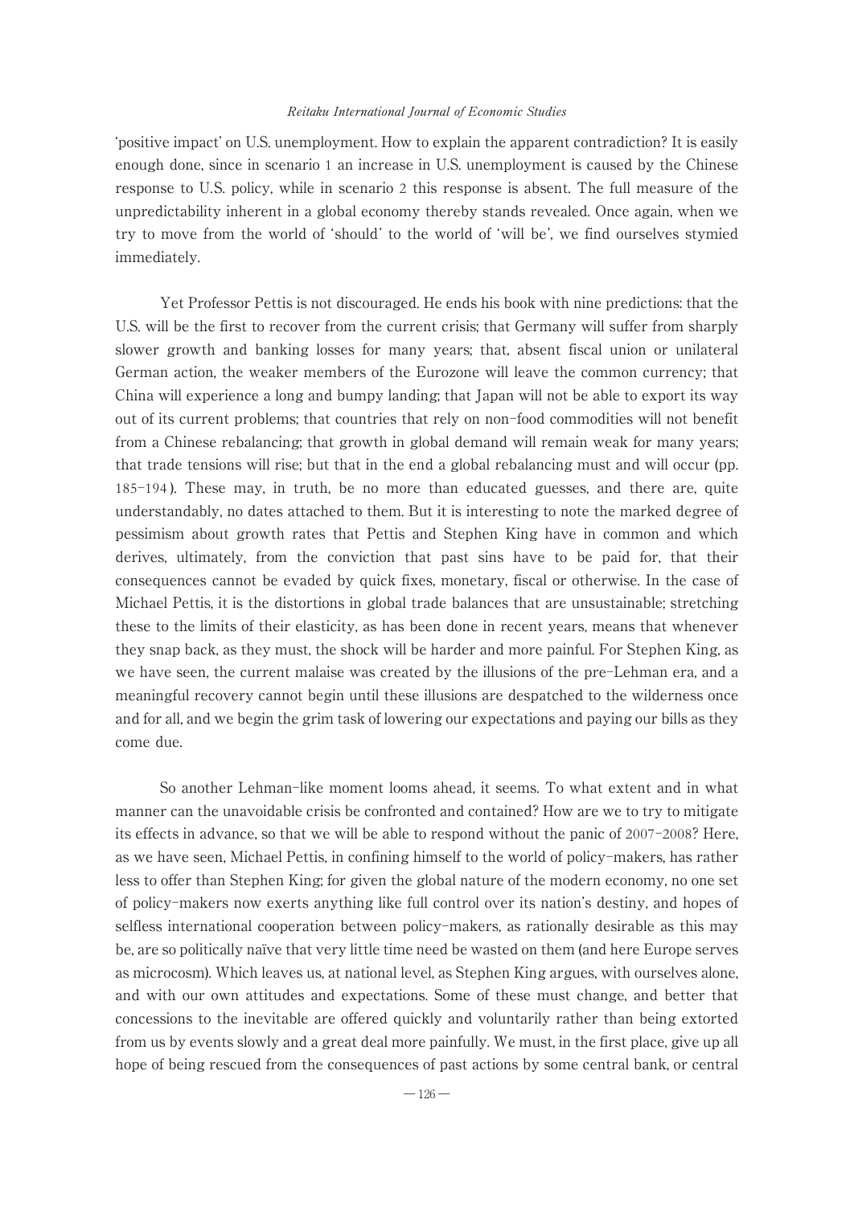'positive impact' on U.S. unemployment. How to explain the apparent contradiction? It is easily enough done, since in scenario 1 an increase in U.S. unemployment is caused by the Chinese response to U.S. policy, while in scenario 2 this response is absent. The full measure of the unpredictability inherent in a global economy thereby stands revealed. Once again, when we try to move from the world of 'should' to the world of 'will be', we find ourselves stymied immediately.

Yet Professor Pettis is not discouraged. He ends his book with nine predictions: that the U.S. will be the first to recover from the current crisis; that Germany will suffer from sharply slower growth and banking losses for many years; that, absent fiscal union or unilateral German action, the weaker members of the Eurozone will leave the common currency; that China will experience a long and bumpy landing; that Japan will not be able to export its way out of its current problems; that countries that rely on non-food commodities will not benefit from a Chinese rebalancing; that growth in global demand will remain weak for many years; that trade tensions will rise; but that in the end a global rebalancing must and will occur (pp. 185-194). These may, in truth, be no more than educated guesses, and there are, quite understandably, no dates attached to them. But it is interesting to note the marked degree of pessimism about growth rates that Pettis and Stephen King have in common and which derives, ultimately, from the conviction that past sins have to be paid for, that their consequences cannot be evaded by quick fixes, monetary, fiscal or otherwise. In the case of Michael Pettis, it is the distortions in global trade balances that are unsustainable; stretching these to the limits of their elasticity, as has been done in recent years, means that whenever they snap back, as they must, the shock will be harder and more painful. For Stephen King, as we have seen, the current malaise was created by the illusions of the pre-Lehman era, and a meaningful recovery cannot begin until these illusions are despatched to the wilderness once and for all, and we begin the grim task of lowering our expectations and paying our bills as they come due.

So another Lehman-like moment looms ahead, it seems. To what extent and in what manner can the unavoidable crisis be confronted and contained? How are we to try to mitigate its effects in advance, so that we will be able to respond without the panic of 2007-2008? Here, as we have seen, Michael Pettis, in confining himself to the world of policy-makers, has rather less to offer than Stephen King; for given the global nature of the modern economy, no one set of policy-makers now exerts anything like full control over its nation's destiny, and hopes of selfless international cooperation between policy-makers, as rationally desirable as this may be, are so politically naïve that very little time need be wasted on them (and here Europe serves as microcosm). Which leaves us, at national level, as Stephen King argues, with ourselves alone, and with our own attitudes and expectations. Some of these must change, and better that concessions to the inevitable are offered quickly and voluntarily rather than being extorted from us by events slowly and a great deal more painfully. We must, in the first place, give up all hope of being rescued from the consequences of past actions by some central bank, or central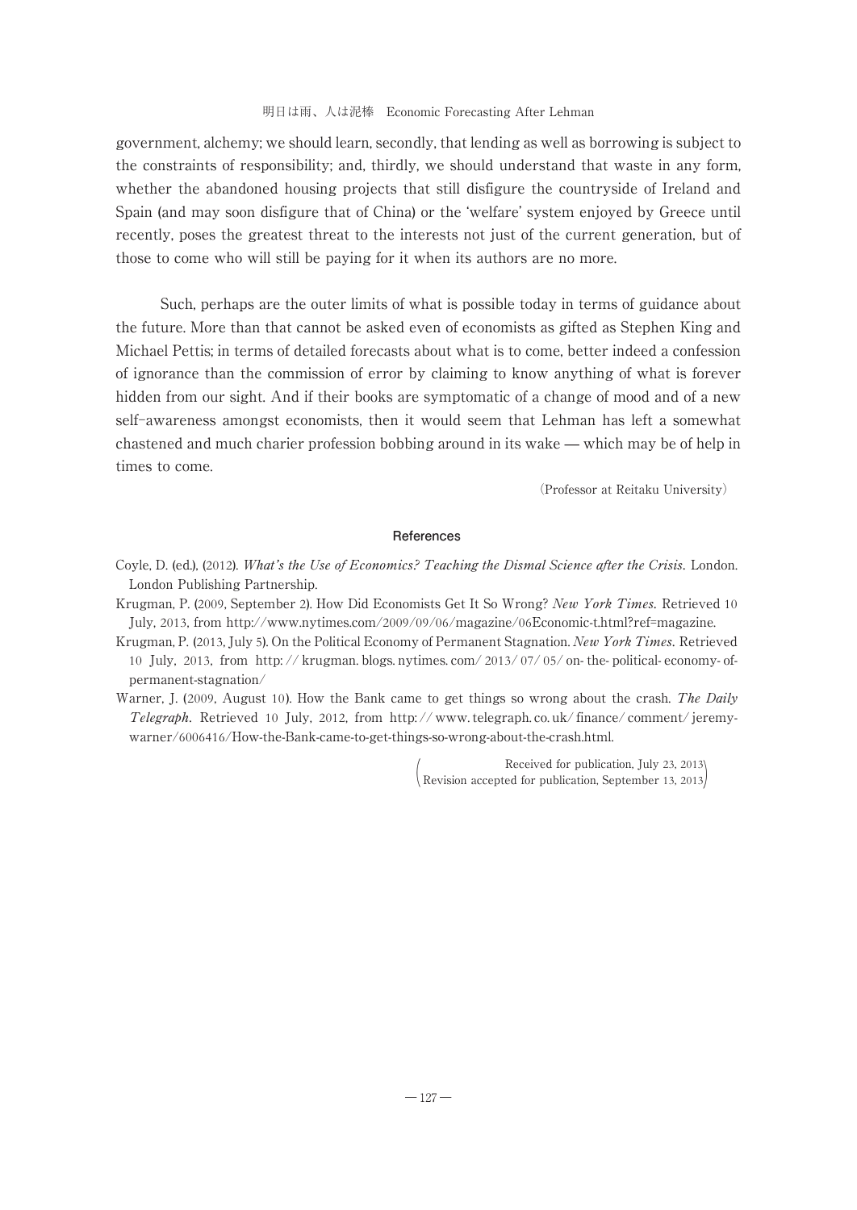government, alchemy; we should learn, secondly, that lending as well as borrowing is subject to the constraints of responsibility; and, thirdly, we should understand that waste in any form, whether the abandoned housing projects that still disfigure the countryside of Ireland and Spain (and may soon disfigure that of China) or the 'welfare' system enjoyed by Greece until recently, poses the greatest threat to the interests not just of the current generation, but of those to come who will still be paying for it when its authors are no more.

Such, perhaps are the outer limits of what is possible today in terms of guidance about the future. More than that cannot be asked even of economists as gifted as Stephen King and Michael Pettis; in terms of detailed forecasts about what is to come, better indeed a confession of ignorance than the commission of error by claiming to know anything of what is forever hidden from our sight. And if their books are symptomatic of a change of mood and of a new self-awareness amongst economists, then it would seem that Lehman has left a somewhat chastened and much charier profession bobbing around in its wake — which may be of help in times to come.

(Professor at Reitaku University)

## References

Coyle, D. (ed.), (2012). *What's the Use of Economics? Teaching the Dismal Science after the Crisis*. London. London Publishing Partnership.

Krugman, P. (2009, September 2). How Did Economists Get It So Wrong? *New York Times*. Retrieved 10 July, 2013, from http://www.nytimes.com/2009/09/06/magazine/06Economic-t.html?ref=magazine.

Krugman, P. (2013, July 5). On the Political Economy of Permanent Stagnation. *New York Times*. Retrieved 10 July, 2013, from http://krugman.blogs.nytimes.com/2013/07/05/on-the-political-economy-of-permanent-stagnation/

Warner, J. (2009, August 10). How the Bank came to get things so wrong about the crash. *The Daily Telegraph*. Retrieved 10 July, 2012, from http://www.telegraph.co.uk/finance/comment/jeremy-warner/6006416/How-the-Bank-came-to-get-things-so-wrong-about-the-crash.html.

(Received for publication, July 23, 2013
Revision accepted for publication, September 13, 2013)